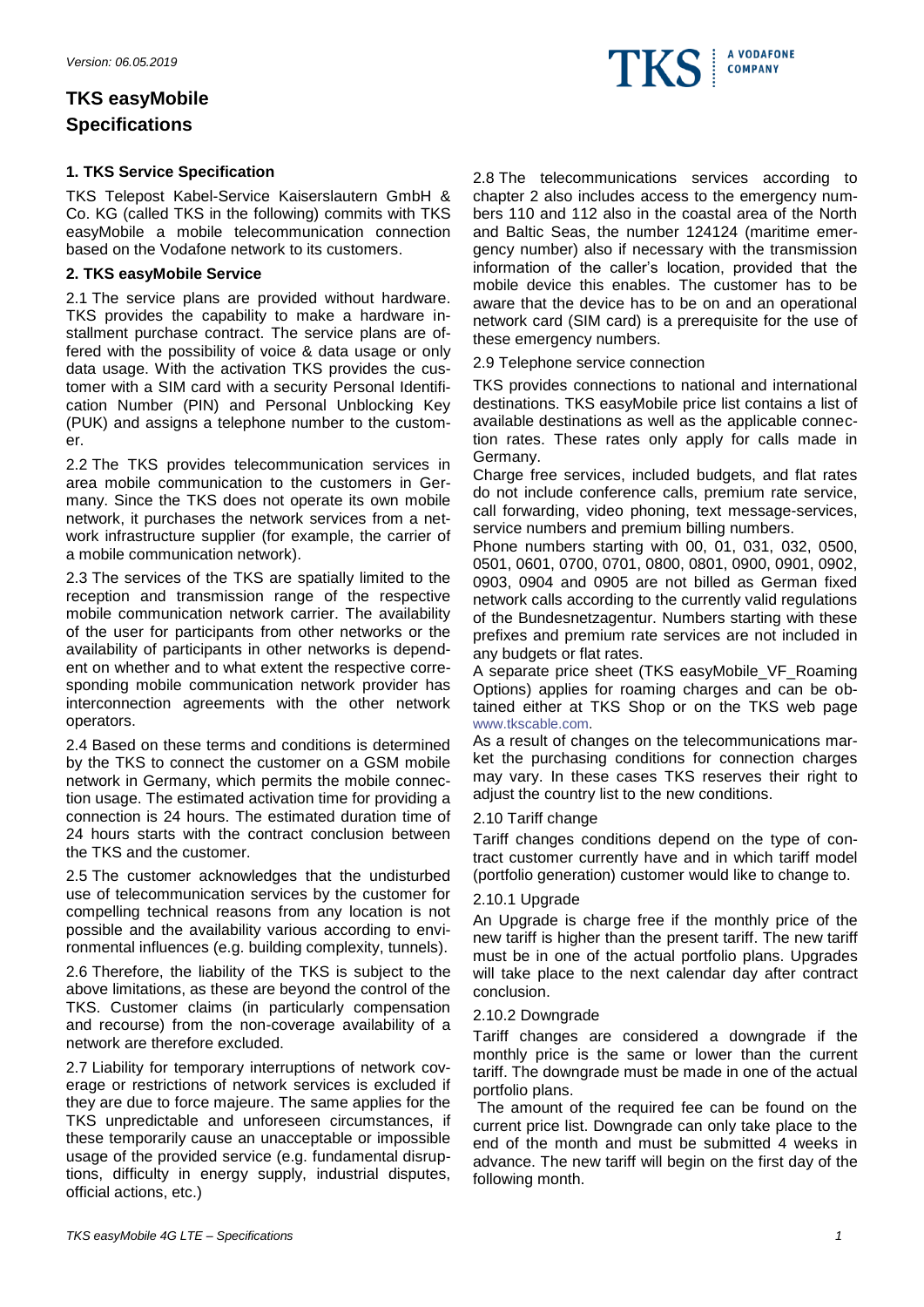# TKS easyMobile Specifications

## 1. TKS Service Specification

TKS Telepost Kabel-Service Kaiserslautern GmbH & Co. KG (called TKS in the following) commits with TKS easyMobile a mobile telecommunication connection based on the Vodafone network to its customers.

## 2. TKS easyMobile Service

2.1 The service plans are provided without hardware. TKS provides the capability to make a hardware installment purchase contract. The service plans are offered with the possibility of voice & data usage or only data usage. With the activation TKS provides the customer with a SIM card with a security Personal Identification Number (PIN) and Personal Unblocking Key (PUK) and assigns a telephone number to the customer.

2.2 The TKS provides telecommunication services in area mobile communication to the customers in Germany. Since the TKS does not operate its own mobile network, it purchases the network services from a network infrastructure supplier (for example, the carrier of a mobile communication network).

2.3 The services of the TKS are spatially limited to the reception and transmission range of the respective mobile communication network carrier. The availability of the user for participants from other networks or the availability of participants in other networks is dependent on whether and to what extent the respective corresponding mobile communication network provider has interconnection agreements with the other network operators.

2.4 Based on these terms and conditions is determined by the TKS to connect the customer on a GSM mobile network in Germany, which permits the mobile connection usage. The estimated activation time for providing a connection is 24 hours. The estimated duration time of 24 hours starts with the contract conclusion between the TKS and the customer.

2.5 The customer acknowledges that the undisturbed use of telecommunication services by the customer for compelling technical reasons from any location is not possible and the availability various according to environmental influences (e.g. building complexity, tunnels).

2.6 Therefore, the liability of the TKS is subject to the above limitations, as these are beyond the control of the TKS. Customer claims (in particularly compensation and recourse) from the non-coverage availability of a network are therefore excluded.

2.7 Liability for temporary interruptions of network coverage or restrictions of network services is excluded if they are due to force majeure. The same applies for the TKS unpredictable and unforeseen circumstances, if these temporarily cause an unacceptable or impossible usage of the provided service (e.g. fundamental disruptions, difficulty in energy supply, industrial disputes, official actions, etc.)

2.8 The telecommunications services according to chapter 2 also includes access to the emergency numbers 110 and 112 also in the coastal area of the North and Baltic Seas, the number 124124 (maritime emergency number) also if necessary with the transmission information of the caller's location, provided that the mobile device this enables. The customer has to be aware that the device has to be on and an operational network card (SIM card) is a prerequisite for the use of these emergency numbers.

2.9 Telephone service connection

TKS provides connections to national and international destinations. TKS easyMobile price list contains a list of available destinations as well as the applicable connection rates. These rates only apply for calls made in Germany.

Charge free services, included budgets, and flat rates do not include conference calls, premium rate service, call forwarding, video phoning, text message-services, service numbers and premium billing numbers.

Phone numbers starting with 00, 01, 031, 032, 0500, 0501, 0601, 0700, 0701, 0800, 0801, 0900, 0901, 0902, 0903, 0904 and 0905 are not billed as German fixed network calls according to the currently valid regulations of the Bundesnetzagentur. Numbers starting with these prefixes and premium rate services are not included in any budgets or flat rates.

A separate price sheet (TKS easyMobile_VF_Roaming Options) applies for roaming charges and can be obtained either at TKS Shop or on the TKS web page www.tkscable.com.

As a result of changes on the telecommunications market the purchasing conditions for connection charges may vary. In these cases TKS reserves their right to adjust the country list to the new conditions.

2.10 Tariff change

Tariff changes conditions depend on the type of contract customer currently have and in which tariff model (portfolio generation) customer would like to change to.

2.10.1 Upgrade

An Upgrade is charge free if the monthly price of the new tariff is higher than the present tariff. The new tariff must be in one of the actual portfolio plans. Upgrades will take place to the next calendar day after contract conclusion.

2.10.2 Downgrade

Tariff changes are considered a downgrade if the monthly price is the same or lower than the current tariff. The downgrade must be made in one of the actual portfolio plans.

The amount of the required fee can be found on the current price list. Downgrade can only take place to the end of the month and must be submitted 4 weeks in advance. The new tariff will begin on the first day of the following month.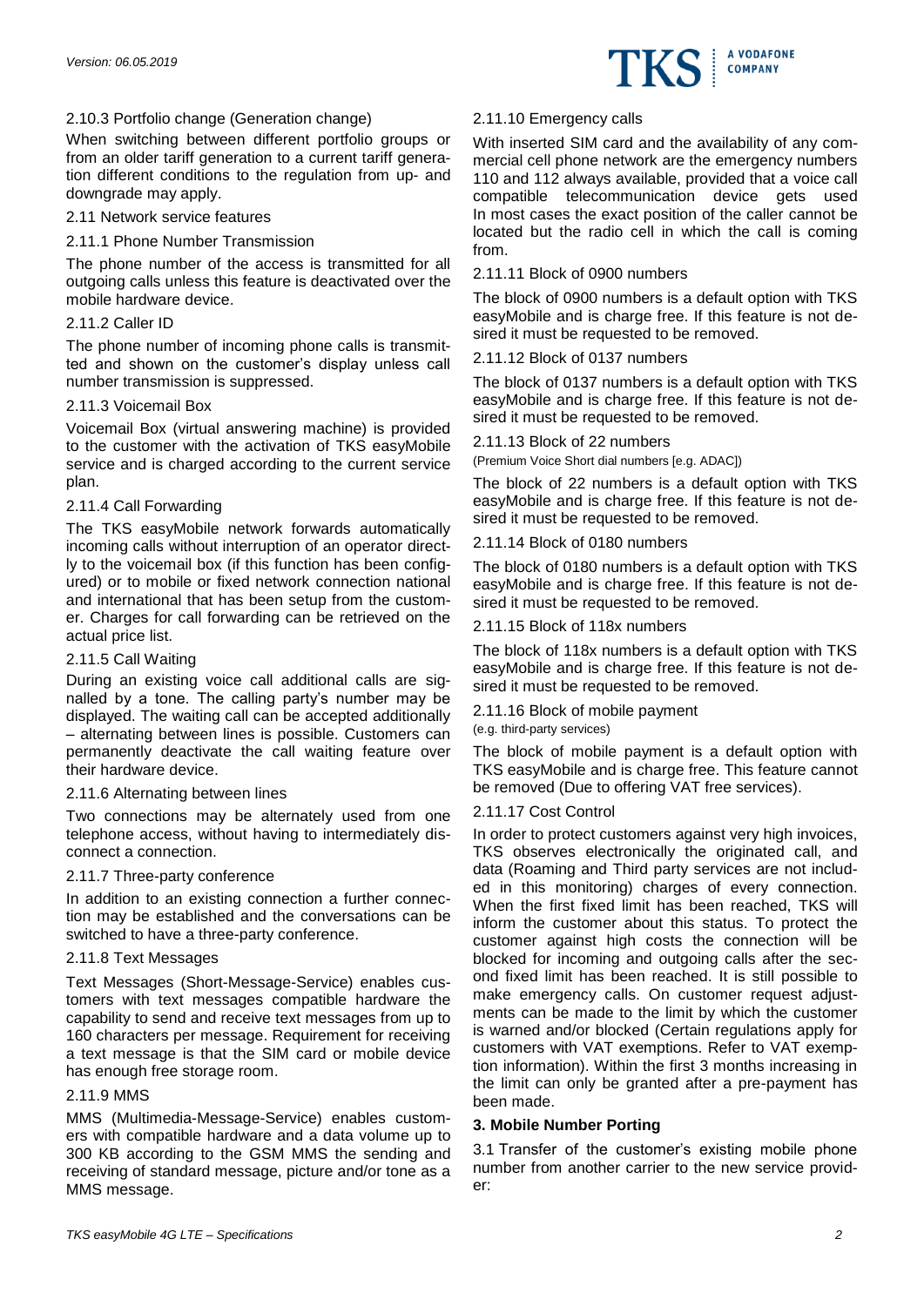#### 2.10.3 Portfolio change (Generation change)

When switching between different portfolio groups or from an older tariff generation to a current tariff generation different conditions to the regulation from up- and downgrade may apply.

### 2.11 Network service features

#### 2.11.1 Phone Number Transmission

The phone number of the access is transmitted for all outgoing calls unless this feature is deactivated over the mobile hardware device.

#### 2.11.2 Caller ID

The phone number of incoming phone calls is transmitted and shown on the customer's display unless call number transmission is suppressed.

#### 2.11.3 Voicemail Box

Voicemail Box (virtual answering machine) is provided to the customer with the activation of TKS easyMobile service and is charged according to the current service plan.

#### 2.11.4 Call Forwarding

The TKS easyMobile network forwards automatically incoming calls without interruption of an operator directly to the voicemail box (if this function has been configured) or to mobile or fixed network connection national and international that has been setup from the customer. Charges for call forwarding can be retrieved on the actual price list.

#### 2.11.5 Call Waiting

During an existing voice call additional calls are signalled by a tone. The calling party's number may be displayed. The waiting call can be accepted additionally – alternating between lines is possible. Customers can permanently deactivate the call waiting feature over their hardware device.

#### 2.11.6 Alternating between lines

Two connections may be alternately used from one telephone access, without having to intermediately disconnect a connection.

#### 2.11.7 Three-party conference

In addition to an existing connection a further connection may be established and the conversations can be switched to have a three-party conference.

#### 2.11.8 Text Messages

Text Messages (Short-Message-Service) enables customers with text messages compatible hardware the capability to send and receive text messages from up to 160 characters per message. Requirement for receiving a text message is that the SIM card or mobile device has enough free storage room.

#### 2.11.9 MMS

MMS (Multimedia-Message-Service) enables customers with compatible hardware and a data volume up to 300 KB according to the GSM MMS the sending and receiving of standard message, picture and/or tone as a MMS message.

#### 2.11.10 Emergency calls

With inserted SIM card and the availability of any commercial cell phone network are the emergency numbers 110 and 112 always available, provided that a voice call compatible telecommunication device gets used In most cases the exact position of the caller cannot be located but the radio cell in which the call is coming from.

#### 2.11.11 Block of 0900 numbers

The block of 0900 numbers is a default option with TKS easyMobile and is charge free. If this feature is not desired it must be requested to be removed.

#### 2.11.12 Block of 0137 numbers

The block of 0137 numbers is a default option with TKS easyMobile and is charge free. If this feature is not desired it must be requested to be removed.

#### 2.11.13 Block of 22 numbers

(Premium Voice Short dial numbers [e.g. ADAC])

The block of 22 numbers is a default option with TKS easyMobile and is charge free. If this feature is not desired it must be requested to be removed.

#### 2.11.14 Block of 0180 numbers

The block of 0180 numbers is a default option with TKS easyMobile and is charge free. If this feature is not desired it must be requested to be removed.

#### 2.11.15 Block of 118x numbers

The block of 118x numbers is a default option with TKS easyMobile and is charge free. If this feature is not desired it must be requested to be removed.

#### 2.11.16 Block of mobile payment

(e.g. third-party services)

The block of mobile payment is a default option with TKS easyMobile and is charge free. This feature cannot be removed (Due to offering VAT free services).

#### 2.11.17 Cost Control

In order to protect customers against very high invoices, TKS observes electronically the originated call, and data (Roaming and Third party services are not included in this monitoring) charges of every connection. When the first fixed limit has been reached, TKS will inform the customer about this status. To protect the customer against high costs the connection will be blocked for incoming and outgoing calls after the second fixed limit has been reached. It is still possible to make emergency calls. On customer request adjustments can be made to the limit by which the customer is warned and/or blocked (Certain regulations apply for customers with VAT exemptions. Refer to VAT exemption information). Within the first 3 months increasing in the limit can only be granted after a pre-payment has been made.

## 3. Mobile Number Porting

3.1 Transfer of the customer's existing mobile phone number from another carrier to the new service provider: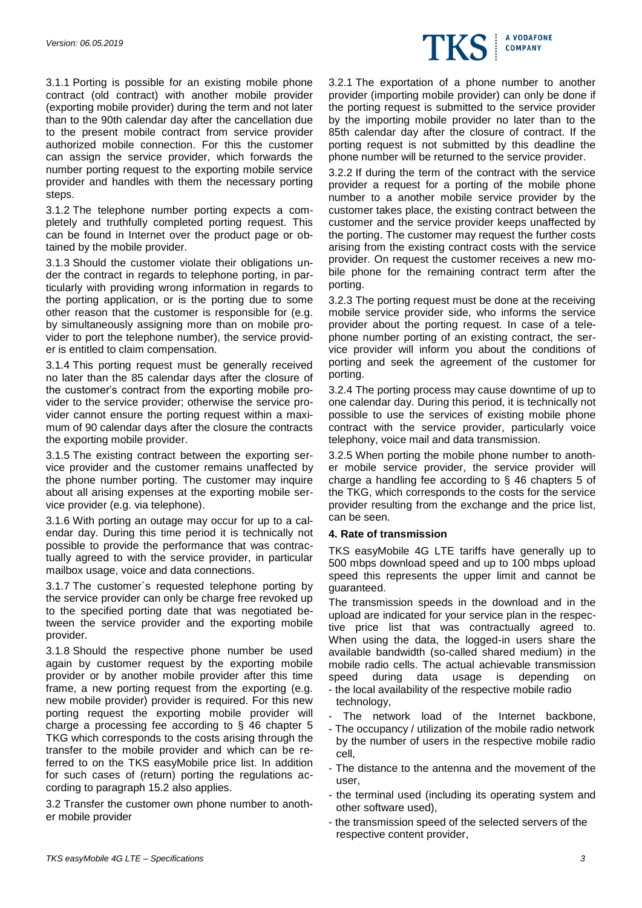3.1.1 Porting is possible for an existing mobile phone contract (old contract) with another mobile provider (exporting mobile provider) during the term and not later than to the 90th calendar day after the cancellation due to the present mobile contract from service provider authorized mobile connection. For this the customer can assign the service provider, which forwards the number porting request to the exporting mobile service provider and handles with them the necessary porting steps.

3.1.2 The telephone number porting expects a completely and truthfully completed porting request. This can be found in Internet over the product page or obtained by the mobile provider.

3.1.3 Should the customer violate their obligations under the contract in regards to telephone porting, in particularly with providing wrong information in regards to the porting application, or is the porting due to some other reason that the customer is responsible for (e.g. by simultaneously assigning more than on mobile provider to port the telephone number), the service provider is entitled to claim compensation.

3.1.4 This porting request must be generally received no later than the 85 calendar days after the closure of the customer's contract from the exporting mobile provider to the service provider; otherwise the service provider cannot ensure the porting request within a maximum of 90 calendar days after the closure the contracts the exporting mobile provider.

3.1.5 The existing contract between the exporting service provider and the customer remains unaffected by the phone number porting. The customer may inquire about all arising expenses at the exporting mobile service provider (e.g. via telephone).

3.1.6 With porting an outage may occur for up to a calendar day. During this time period it is technically not possible to provide the performance that was contractually agreed to with the service provider, in particular mailbox usage, voice and data connections.

3.1.7 The customer`s requested telephone porting by the service provider can only be charge free revoked up to the specified porting date that was negotiated between the service provider and the exporting mobile provider.

3.1.8 Should the respective phone number be used again by customer request by the exporting mobile provider or by another mobile provider after this time frame, a new porting request from the exporting (e.g. new mobile provider) provider is required. For this new porting request the exporting mobile provider will charge a processing fee according to § 46 chapter 5 TKG which corresponds to the costs arising through the transfer to the mobile provider and which can be referred to on the TKS easyMobile price list. In addition for such cases of (return) porting the regulations according to paragraph 15.2 also applies.

3.2 Transfer the customer own phone number to another mobile provider

3.2.1 The exportation of a phone number to another provider (importing mobile provider) can only be done if the porting request is submitted to the service provider by the importing mobile provider no later than to the 85th calendar day after the closure of contract. If the porting request is not submitted by this deadline the phone number will be returned to the service provider.

3.2.2 If during the term of the contract with the service provider a request for a porting of the mobile phone number to a another mobile service provider by the customer takes place, the existing contract between the customer and the service provider keeps unaffected by the porting. The customer may request the further costs arising from the existing contract costs with the service provider. On request the customer receives a new mobile phone for the remaining contract term after the porting.

3.2.3 The porting request must be done at the receiving mobile service provider side, who informs the service provider about the porting request. In case of a telephone number porting of an existing contract, the service provider will inform you about the conditions of porting and seek the agreement of the customer for porting.

3.2.4 The porting process may cause downtime of up to one calendar day. During this period, it is technically not possible to use the services of existing mobile phone contract with the service provider, particularly voice telephony, voice mail and data transmission.

3.2.5 When porting the mobile phone number to another mobile service provider, the service provider will charge a handling fee according to § 46 chapters 5 of the TKG, which corresponds to the costs for the service provider resulting from the exchange and the price list, can be seen.

#### 4. Rate of transmission

TKS easyMobile 4G LTE tariffs have generally up to 500 mbps download speed and up to 100 mbps upload speed this represents the upper limit and cannot be guaranteed.

The transmission speeds in the download and in the upload are indicated for your service plan in the respective price list that was contractually agreed to. When using the data, the logged-in users share the available bandwidth (so-called shared medium) in the mobile radio cells. The actual achievable transmission speed during data usage is depending on

- the local availability of the respective mobile radio technology,
- The network load of the Internet backbone,
- The occupancy / utilization of the mobile radio network by the number of users in the respective mobile radio cell,
- The distance to the antenna and the movement of the user,
- the terminal used (including its operating system and other software used),
- the transmission speed of the selected servers of the respective content provider,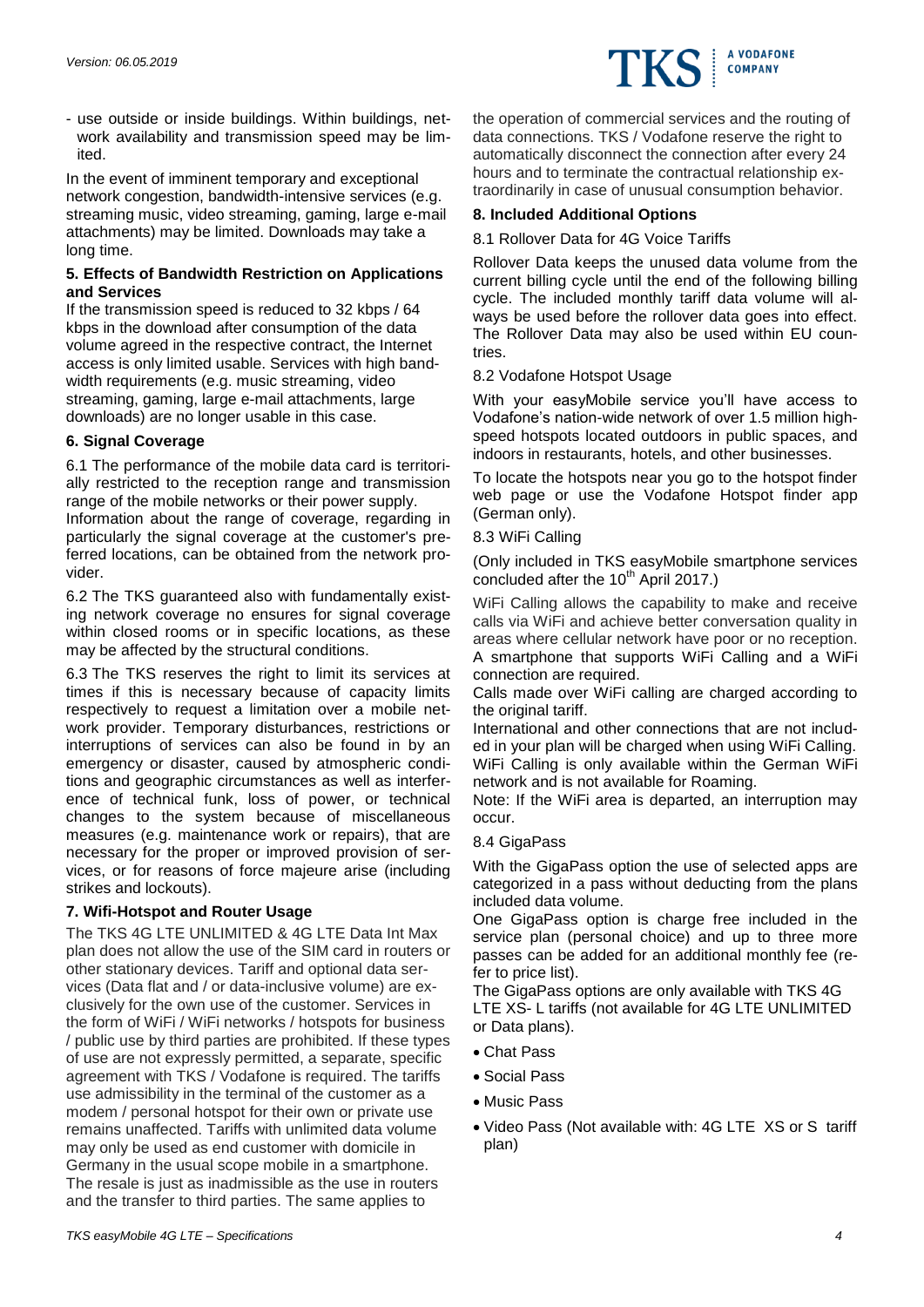- use outside or inside buildings. Within buildings, network availability and transmission speed may be limited.

In the event of imminent temporary and exceptional network congestion, bandwidth-intensive services (e.g. streaming music, video streaming, gaming, large e-mail attachments) may be limited. Downloads may take a long time.

**5. Effects of Bandwidth Restriction on Applications and Services**

If the transmission speed is reduced to 32 kbps / 64 kbps in the download after consumption of the data volume agreed in the respective contract, the Internet access is only limited usable. Services with high bandwidth requirements (e.g. music streaming, video streaming, gaming, large e-mail attachments, large downloads) are no longer usable in this case.

**6. Signal Coverage**

6.1 The performance of the mobile data card is territorially restricted to the reception range and transmission range of the mobile networks or their power supply. Information about the range of coverage, regarding in particularly the signal coverage at the customer's preferred locations, can be obtained from the network provider.

6.2 The TKS guaranteed also with fundamentally existing network coverage no ensures for signal coverage within closed rooms or in specific locations, as these may be affected by the structural conditions.

6.3 The TKS reserves the right to limit its services at times if this is necessary because of capacity limits respectively to request a limitation over a mobile network provider. Temporary disturbances, restrictions or interruptions of services can also be found in by an emergency or disaster, caused by atmospheric conditions and geographic circumstances as well as interference of technical funk, loss of power, or technical changes to the system because of miscellaneous measures (e.g. maintenance work or repairs), that are necessary for the proper or improved provision of services, or for reasons of force majeure arise (including strikes and lockouts).

**7. Wifi-Hotspot and Router Usage**

The TKS 4G LTE UNLIMITED & 4G LTE Data Int Max plan does not allow the use of the SIM card in routers or other stationary devices. Tariff and optional data services (Data flat and / or data-inclusive volume) are exclusively for the own use of the customer. Services in the form of WiFi / WiFi networks / hotspots for business / public use by third parties are prohibited. If these types of use are not expressly permitted, a separate, specific agreement with TKS / Vodafone is required. The tariffs use admissibility in the terminal of the customer as a modem / personal hotspot for their own or private use remains unaffected. Tariffs with unlimited data volume may only be used as end customer with domicile in Germany in the usual scope mobile in a smartphone. The resale is just as inadmissible as the use in routers and the transfer to third parties. The same applies to the operation of commercial services and the routing of data connections. TKS / Vodafone reserve the right to automatically disconnect the connection after every 24 hours and to terminate the contractual relationship extraordinarily in case of unusual consumption behavior.

**8. Included Additional Options**

8.1 Rollover Data for 4G Voice Tariffs

Rollover Data keeps the unused data volume from the current billing cycle until the end of the following billing cycle. The included monthly tariff data volume will always be used before the rollover data goes into effect. The Rollover Data may also be used within EU countries.

8.2 Vodafone Hotspot Usage

With your easyMobile service you'll have access to Vodafone's nation-wide network of over 1.5 million high-speed hotspots located outdoors in public spaces, and indoors in restaurants, hotels, and other businesses.

To locate the hotspots near you go to the hotspot finder web page or use the Vodafone Hotspot finder app (German only).

8.3 WiFi Calling

(Only included in TKS easyMobile smartphone services concluded after the 10th April 2017.)

WiFi Calling allows the capability to make and receive calls via WiFi and achieve better conversation quality in areas where cellular network have poor or no reception. A smartphone that supports WiFi Calling and a WiFi connection are required.
Calls made over WiFi calling are charged according to the original tariff.
International and other connections that are not included in your plan will be charged when using WiFi Calling.
WiFi Calling is only available within the German WiFi network and is not available for Roaming.
Note: If the WiFi area is departed, an interruption may occur.

8.4 GigaPass

With the GigaPass option the use of selected apps are categorized in a pass without deducting from the plans included data volume.
One GigaPass option is charge free included in the service plan (personal choice) and up to three more passes can be added for an additional monthly fee (refer to price list).
The GigaPass options are only available with TKS 4G LTE XS- L tariffs (not available for 4G LTE UNLIMITED or Data plans).

- Chat Pass
- Social Pass
- Music Pass
- Video Pass (Not available with: 4G LTE XS or S tariff plan)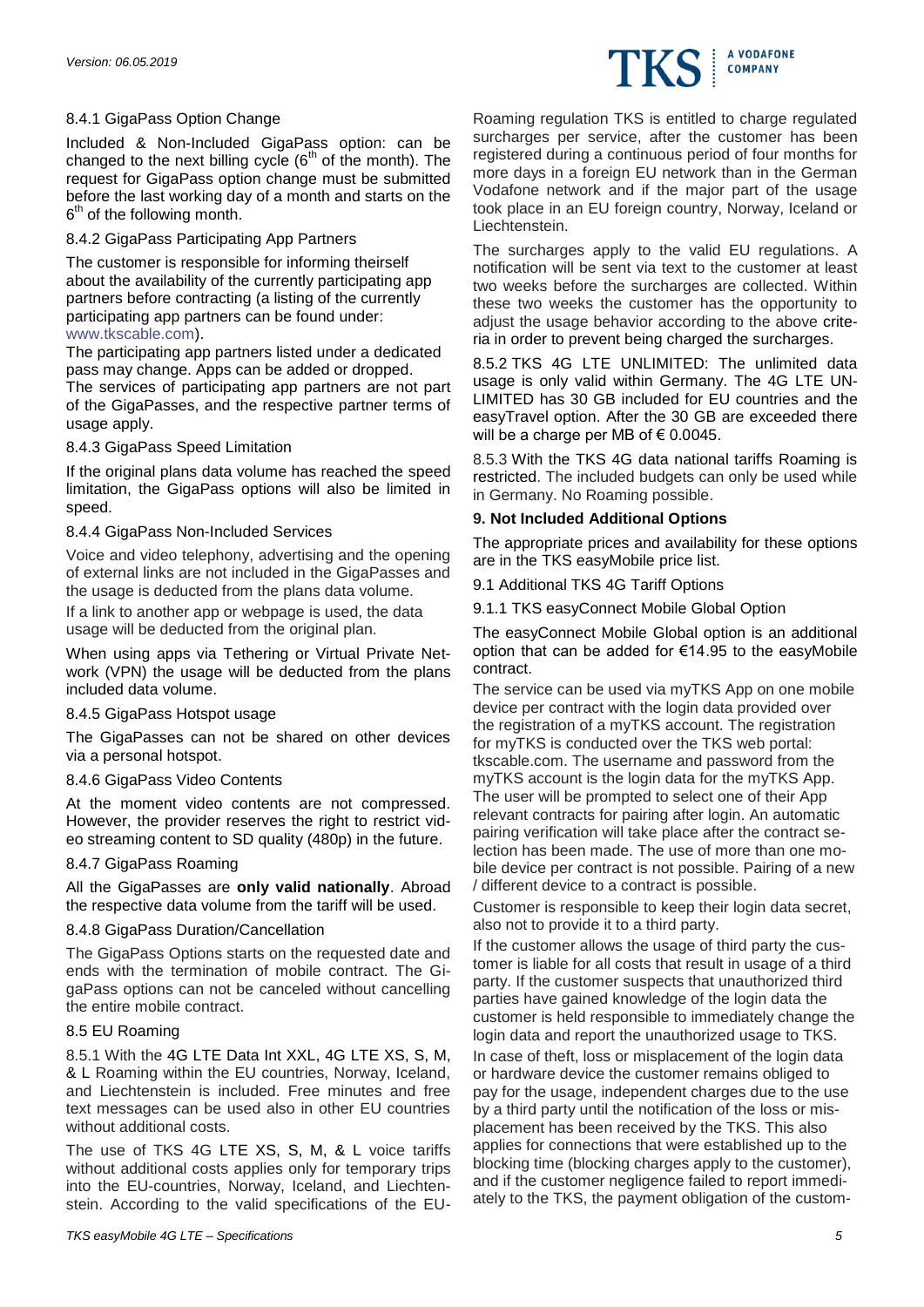#### 8.4.1 GigaPass Option Change

Included & Non-Included GigaPass option: can be changed to the next billing cycle (6th of the month). The request for GigaPass option change must be submitted before the last working day of a month and starts on the 6th of the following month.

#### 8.4.2 GigaPass Participating App Partners

The customer is responsible for informing theirself about the availability of the currently participating app partners before contracting (a listing of the currently participating app partners can be found under: www.tkscable.com).

The participating app partners listed under a dedicated pass may change. Apps can be added or dropped.

The services of participating app partners are not part of the GigaPasses, and the respective partner terms of usage apply.

#### 8.4.3 GigaPass Speed Limitation

If the original plans data volume has reached the speed limitation, the GigaPass options will also be limited in speed.

#### 8.4.4 GigaPass Non-Included Services

Voice and video telephony, advertising and the opening of external links are not included in the GigaPasses and the usage is deducted from the plans data volume.

If a link to another app or webpage is used, the data usage will be deducted from the original plan.

When using apps via Tethering or Virtual Private Network (VPN) the usage will be deducted from the plans included data volume.

#### 8.4.5 GigaPass Hotspot usage

The GigaPasses can not be shared on other devices via a personal hotspot.

#### 8.4.6 GigaPass Video Contents

At the moment video contents are not compressed. However, the provider reserves the right to restrict video streaming content to SD quality (480p) in the future.

#### 8.4.7 GigaPass Roaming

All the GigaPasses are **only valid nationally**. Abroad the respective data volume from the tariff will be used.

#### 8.4.8 GigaPass Duration/Cancellation

The GigaPass Options starts on the requested date and ends with the termination of mobile contract. The GigaPass options can not be canceled without cancelling the entire mobile contract.

### 8.5 EU Roaming

8.5.1 With the 4G LTE Data Int XXL, 4G LTE XS, S, M, & L Roaming within the EU countries, Norway, Iceland, and Liechtenstein is included. Free minutes and free text messages can be used also in other EU countries without additional costs.

The use of TKS 4G LTE XS, S, M, & L voice tariffs without additional costs applies only for temporary trips into the EU-countries, Norway, Iceland, and Liechtenstein. According to the valid specifications of the EU-Roaming regulation TKS is entitled to charge regulated surcharges per service, after the customer has been registered during a continuous period of four months for more days in a foreign EU network than in the German Vodafone network and if the major part of the usage took place in an EU foreign country, Norway, Iceland or Liechtenstein.

The surcharges apply to the valid EU regulations. A notification will be sent via text to the customer at least two weeks before the surcharges are collected. Within these two weeks the customer has the opportunity to adjust the usage behavior according to the above criteria in order to prevent being charged the surcharges.

8.5.2 TKS 4G LTE UNLIMITED: The unlimited data usage is only valid within Germany. The 4G LTE UNLIMITED has 30 GB included for EU countries and the easyTravel option. After the 30 GB are exceeded there will be a charge per MB of € 0.0045.

8.5.3 With the TKS 4G data national tariffs Roaming is restricted. The included budgets can only be used while in Germany. No Roaming possible.

## 9. Not Included Additional Options

The appropriate prices and availability for these options are in the TKS easyMobile price list.

### 9.1 Additional TKS 4G Tariff Options

#### 9.1.1 TKS easyConnect Mobile Global Option

The easyConnect Mobile Global option is an additional option that can be added for €14.95 to the easyMobile contract.

The service can be used via myTKS App on one mobile device per contract with the login data provided over the registration of a myTKS account. The registration for myTKS is conducted over the TKS web portal: tkscable.com. The username and password from the myTKS account is the login data for the myTKS App. The user will be prompted to select one of their App relevant contracts for pairing after login. An automatic pairing verification will take place after the contract selection has been made. The use of more than one mobile device per contract is not possible. Pairing of a new / different device to a contract is possible.

Customer is responsible to keep their login data secret, also not to provide it to a third party.

If the customer allows the usage of third party the customer is liable for all costs that result in usage of a third party. If the customer suspects that unauthorized third parties have gained knowledge of the login data the customer is held responsible to immediately change the login data and report the unauthorized usage to TKS.

In case of theft, loss or misplacement of the login data or hardware device the customer remains obliged to pay for the usage, independent charges due to the use by a third party until the notification of the loss or misplacement has been received by the TKS. This also applies for connections that were established up to the blocking time (blocking charges apply to the customer), and if the customer negligence failed to report immediately to the TKS, the payment obligation of the custom-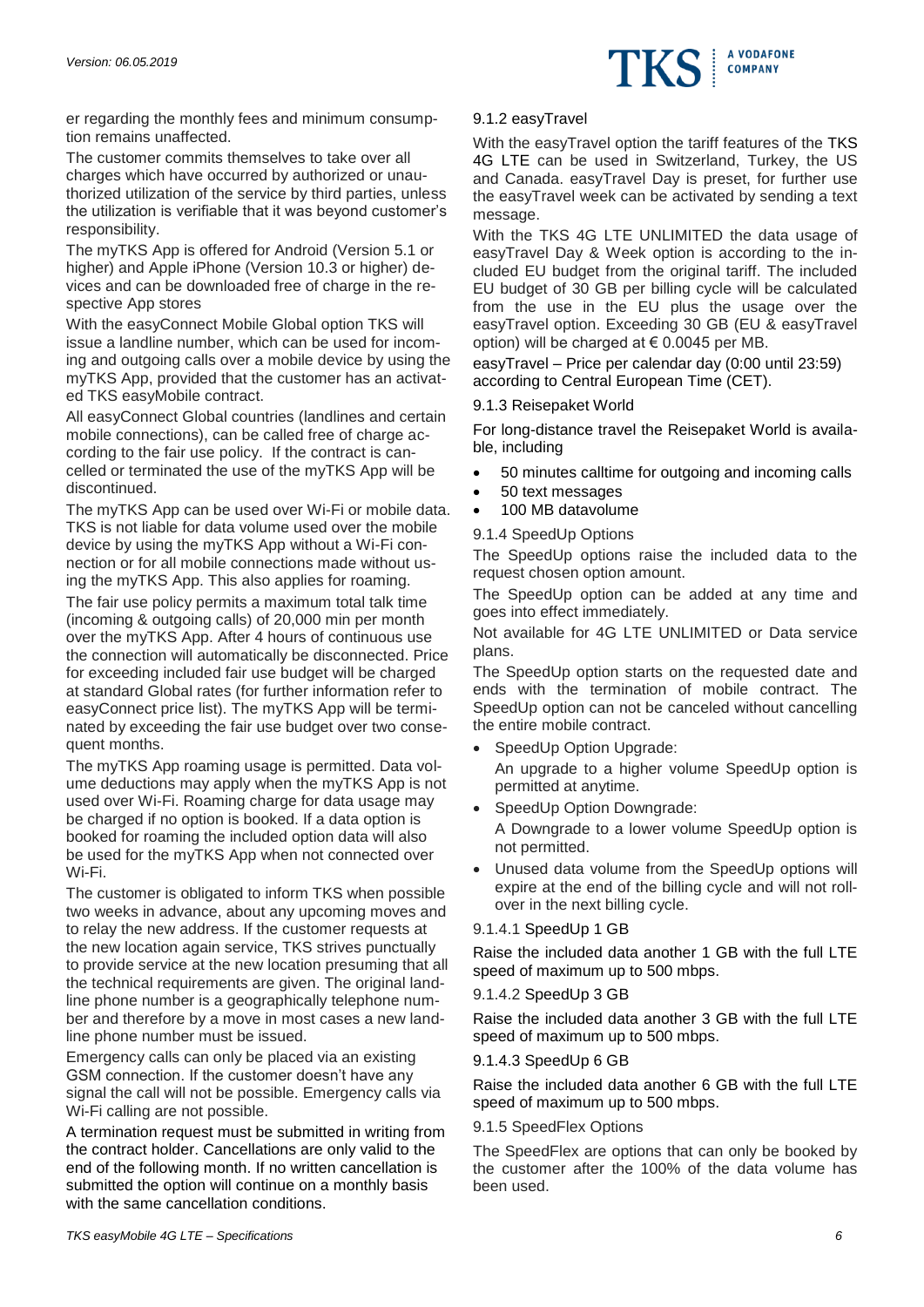er regarding the monthly fees and minimum consumption remains unaffected.

The customer commits themselves to take over all charges which have occurred by authorized or unauthorized utilization of the service by third parties, unless the utilization is verifiable that it was beyond customer's responsibility.

The myTKS App is offered for Android (Version 5.1 or higher) and Apple iPhone (Version 10.3 or higher) devices and can be downloaded free of charge in the respective App stores

With the easyConnect Mobile Global option TKS will issue a landline number, which can be used for incoming and outgoing calls over a mobile device by using the myTKS App, provided that the customer has an activated TKS easyMobile contract.

All easyConnect Global countries (landlines and certain mobile connections), can be called free of charge according to the fair use policy. If the contract is cancelled or terminated the use of the myTKS App will be discontinued.

The myTKS App can be used over Wi-Fi or mobile data. TKS is not liable for data volume used over the mobile device by using the myTKS App without a Wi-Fi connection or for all mobile connections made without using the myTKS App. This also applies for roaming.

The fair use policy permits a maximum total talk time (incoming & outgoing calls) of 20,000 min per month over the myTKS App. After 4 hours of continuous use the connection will automatically be disconnected. Price for exceeding included fair use budget will be charged at standard Global rates (for further information refer to easyConnect price list). The myTKS App will be terminated by exceeding the fair use budget over two consequent months.

The myTKS App roaming usage is permitted. Data volume deductions may apply when the myTKS App is not used over Wi-Fi. Roaming charge for data usage may be charged if no option is booked. If a data option is booked for roaming the included option data will also be used for the myTKS App when not connected over Wi-Fi.

The customer is obligated to inform TKS when possible two weeks in advance, about any upcoming moves and to relay the new address. If the customer requests at the new location again service, TKS strives punctually to provide service at the new location presuming that all the technical requirements are given. The original landline phone number is a geographically telephone number and therefore by a move in most cases a new landline phone number must be issued.

Emergency calls can only be placed via an existing GSM connection. If the customer doesn't have any signal the call will not be possible. Emergency calls via Wi-Fi calling are not possible.

A termination request must be submitted in writing from the contract holder. Cancellations are only valid to the end of the following month. If no written cancellation is submitted the option will continue on a monthly basis with the same cancellation conditions.

#### 9.1.2 easyTravel

With the easyTravel option the tariff features of the TKS 4G LTE can be used in Switzerland, Turkey, the US and Canada. easyTravel Day is preset, for further use the easyTravel week can be activated by sending a text message.

With the TKS 4G LTE UNLIMITED the data usage of easyTravel Day & Week option is according to the included EU budget from the original tariff. The included EU budget of 30 GB per billing cycle will be calculated from the use in the EU plus the usage over the easyTravel option. Exceeding 30 GB (EU & easyTravel option) will be charged at € 0.0045 per MB.

easyTravel – Price per calendar day (0:00 until 23:59) according to Central European Time (CET).

#### 9.1.3 Reisepaket World

For long-distance travel the Reisepaket World is available, including

- 50 minutes calltime for outgoing and incoming calls
- 50 text messages
- 100 MB datavolume

#### 9.1.4 SpeedUp Options

The SpeedUp options raise the included data to the request chosen option amount.

The SpeedUp option can be added at any time and goes into effect immediately.

Not available for 4G LTE UNLIMITED or Data service plans.

The SpeedUp option starts on the requested date and ends with the termination of mobile contract. The SpeedUp option can not be canceled without cancelling the entire mobile contract.

- SpeedUp Option Upgrade:
  An upgrade to a higher volume SpeedUp option is permitted at anytime.
- SpeedUp Option Downgrade:
  A Downgrade to a lower volume SpeedUp option is not permitted.
- Unused data volume from the SpeedUp options will expire at the end of the billing cycle and will not roll-over in the next billing cycle.

##### 9.1.4.1 SpeedUp 1 GB

Raise the included data another 1 GB with the full LTE speed of maximum up to 500 mbps.

##### 9.1.4.2 SpeedUp 3 GB

Raise the included data another 3 GB with the full LTE speed of maximum up to 500 mbps.

##### 9.1.4.3 SpeedUp 6 GB

Raise the included data another 6 GB with the full LTE speed of maximum up to 500 mbps.

#### 9.1.5 SpeedFlex Options

The SpeedFlex are options that can only be booked by the customer after the 100% of the data volume has been used.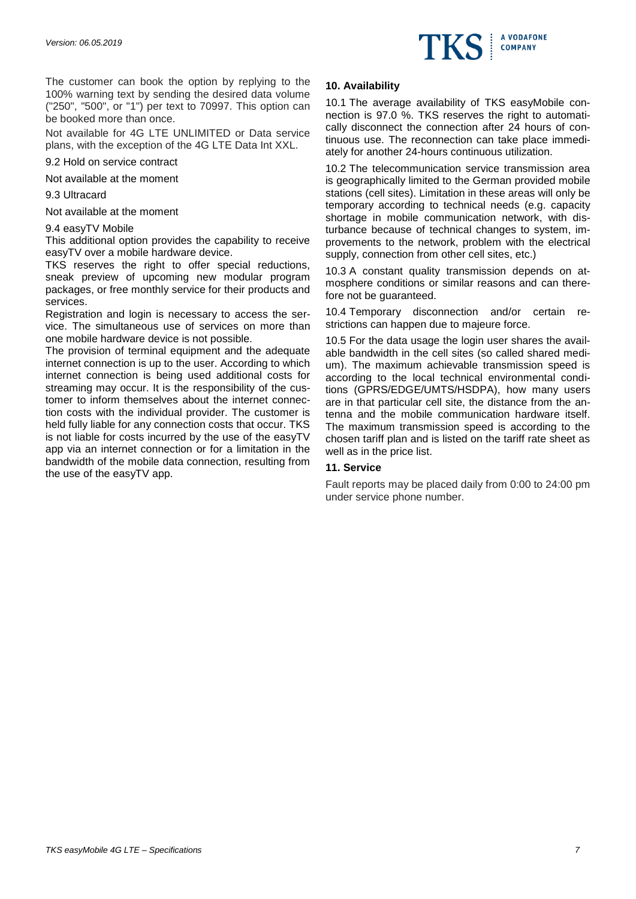The customer can book the option by replying to the 100% warning text by sending the desired data volume ("250", "500", or "1") per text to 70997. This option can be booked more than once.

Not available for 4G LTE UNLIMITED or Data service plans, with the exception of the 4G LTE Data Int XXL.

9.2 Hold on service contract

Not available at the moment

9.3 Ultracard

Not available at the moment

9.4 easyTV Mobile

This additional option provides the capability to receive easyTV over a mobile hardware device.

TKS reserves the right to offer special reductions, sneak preview of upcoming new modular program packages, or free monthly service for their products and services.

Registration and login is necessary to access the service. The simultaneous use of services on more than one mobile hardware device is not possible.

The provision of terminal equipment and the adequate internet connection is up to the user. According to which internet connection is being used additional costs for streaming may occur. It is the responsibility of the customer to inform themselves about the internet connection costs with the individual provider. The customer is held fully liable for any connection costs that occur. TKS is not liable for costs incurred by the use of the easyTV app via an internet connection or for a limitation in the bandwidth of the mobile data connection, resulting from the use of the easyTV app.

**10. Availability**

10.1 The average availability of TKS easyMobile connection is 97.0 %. TKS reserves the right to automatically disconnect the connection after 24 hours of continuous use. The reconnection can take place immediately for another 24-hours continuous utilization.

10.2 The telecommunication service transmission area is geographically limited to the German provided mobile stations (cell sites). Limitation in these areas will only be temporary according to technical needs (e.g. capacity shortage in mobile communication network, with disturbance because of technical changes to system, improvements to the network, problem with the electrical supply, connection from other cell sites, etc.)

10.3 A constant quality transmission depends on atmosphere conditions or similar reasons and can therefore not be guaranteed.

10.4 Temporary disconnection and/or certain restrictions can happen due to majeure force.

10.5 For the data usage the login user shares the available bandwidth in the cell sites (so called shared medium). The maximum achievable transmission speed is according to the local technical environmental conditions (GPRS/EDGE/UMTS/HSDPA), how many users are in that particular cell site, the distance from the antenna and the mobile communication hardware itself. The maximum transmission speed is according to the chosen tariff plan and is listed on the tariff rate sheet as well as in the price list.

**11. Service**

Fault reports may be placed daily from 0:00 to 24:00 pm under service phone number.